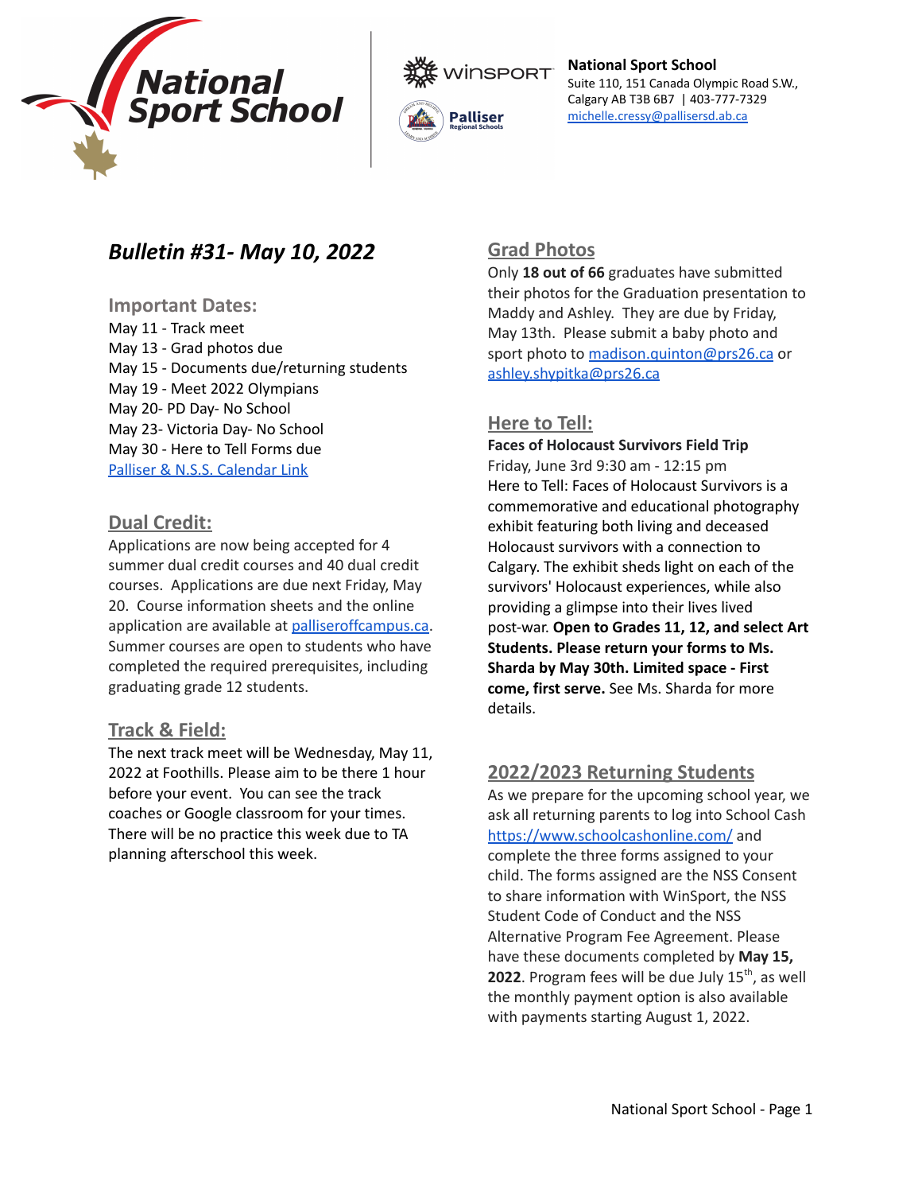National Sport School
Suite 110, 151 Canada Olympic Road S.W.,
Calgary AB T3B 6B7 | 403-777-7329
michelle.cressy@pallisersd.ab.ca

# *Bulletin #31- May 10, 2022*

## Important Dates:

May 11 - Track meet
May 13 - Grad photos due
May 15 - Documents due/returning students
May 19 - Meet 2022 Olympians
May 20- PD Day- No School
May 23- Victoria Day- No School
May 30 - Here to Tell Forms due
[Palliser & N.S.S. Calendar Link]

## Dual Credit:

Applications are now being accepted for 4 summer dual credit courses and 40 dual credit courses. Applications are due next Friday, May 20. Course information sheets and the online application are available at palliseroffcampus.ca. Summer courses are open to students who have completed the required prerequisites, including graduating grade 12 students.

## Track & Field:

The next track meet will be Wednesday, May 11, 2022 at Foothills. Please aim to be there 1 hour before your event. You can see the track coaches or Google classroom for your times. There will be no practice this week due to TA planning afterschool this week.

## Grad Photos

Only **18 out of 66** graduates have submitted their photos for the Graduation presentation to Maddy and Ashley. They are due by Friday, May 13th. Please submit a baby photo and sport photo to madison.quinton@prs26.ca or ashley.shypitka@prs26.ca

## Here to Tell:

**Faces of Holocaust Survivors Field Trip**
Friday, June 3rd 9:30 am - 12:15 pm
Here to Tell: Faces of Holocaust Survivors is a commemorative and educational photography exhibit featuring both living and deceased Holocaust survivors with a connection to Calgary. The exhibit sheds light on each of the survivors' Holocaust experiences, while also providing a glimpse into their lives lived post-war. **Open to Grades 11, 12, and select Art Students. Please return your forms to Ms. Sharda by May 30th. Limited space - First come, first serve.** See Ms. Sharda for more details.

## 2022/2023 Returning Students

As we prepare for the upcoming school year, we ask all returning parents to log into School Cash https://www.schoolcashonline.com/ and complete the three forms assigned to your child. The forms assigned are the NSS Consent to share information with WinSport, the NSS Student Code of Conduct and the NSS Alternative Program Fee Agreement. Please have these documents completed by **May 15, 2022**. Program fees will be due July 15th, as well the monthly payment option is also available with payments starting August 1, 2022.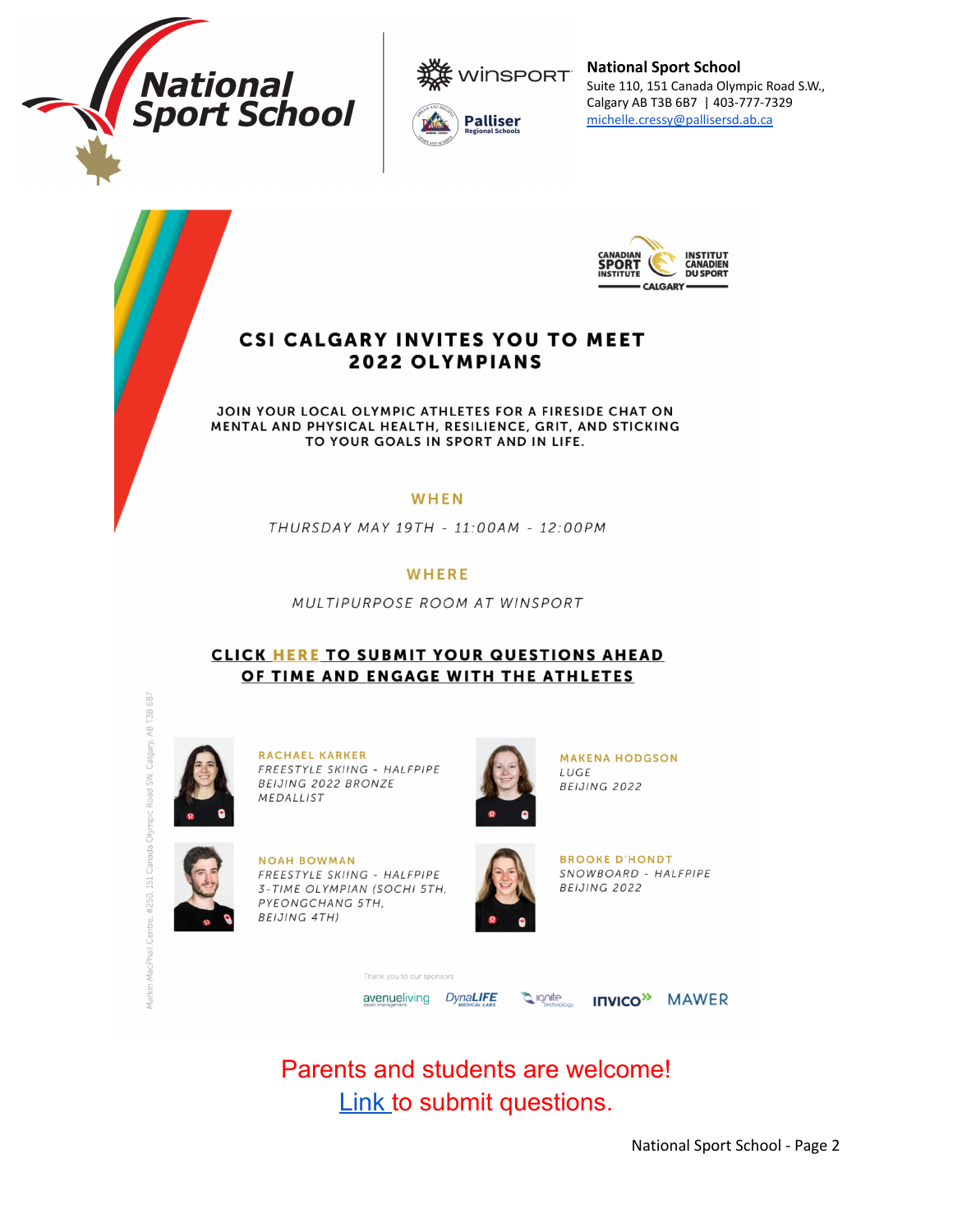**National Sport School**
Suite 110, 151 Canada Olympic Road S.W.,
Calgary AB T3B 6B7 | 403-777-7329
michelle.cressy@pallisersd.ab.ca

# CSI CALGARY INVITES YOU TO MEET 2022 OLYMPIANS

JOIN YOUR LOCAL OLYMPIC ATHLETES FOR A FIRESIDE CHAT ON MENTAL AND PHYSICAL HEALTH, RESILIENCE, GRIT, AND STICKING TO YOUR GOALS IN SPORT AND IN LIFE.

**WHEN**

*THURSDAY MAY 19TH - 11:00AM - 12:00PM*

**WHERE**

*MULTIPURPOSE ROOM AT WINSPORT*

**CLICK HERE TO SUBMIT YOUR QUESTIONS AHEAD OF TIME AND ENGAGE WITH THE ATHLETES**

**RACHAEL KARKER**
*FREESTYLE SKIING - HALFPIPE*
*BEIJING 2022 BRONZE MEDALLIST*

**MAKENA HODGSON**
*LUGE*
*BEIJING 2022*

**NOAH BOWMAN**
*FREESTYLE SKIING - HALFPIPE*
*3-TIME OLYMPIAN (SOCHI 5TH, PYEONGCHANG 5TH, BEIJING 4TH)*

**BROOKE D'HONDT**
*SNOWBOARD - HALFPIPE*
*BEIJING 2022*

Thank you to our sponsors

avenueliving, DynaLIFE, ignite technology, INVICO, MAWER

Markin MacPhail Centre, #250, 151 Canada Olympic Road SW, Calgary, AB T3B 6B7

Parents and students are welcome!
Link to submit questions.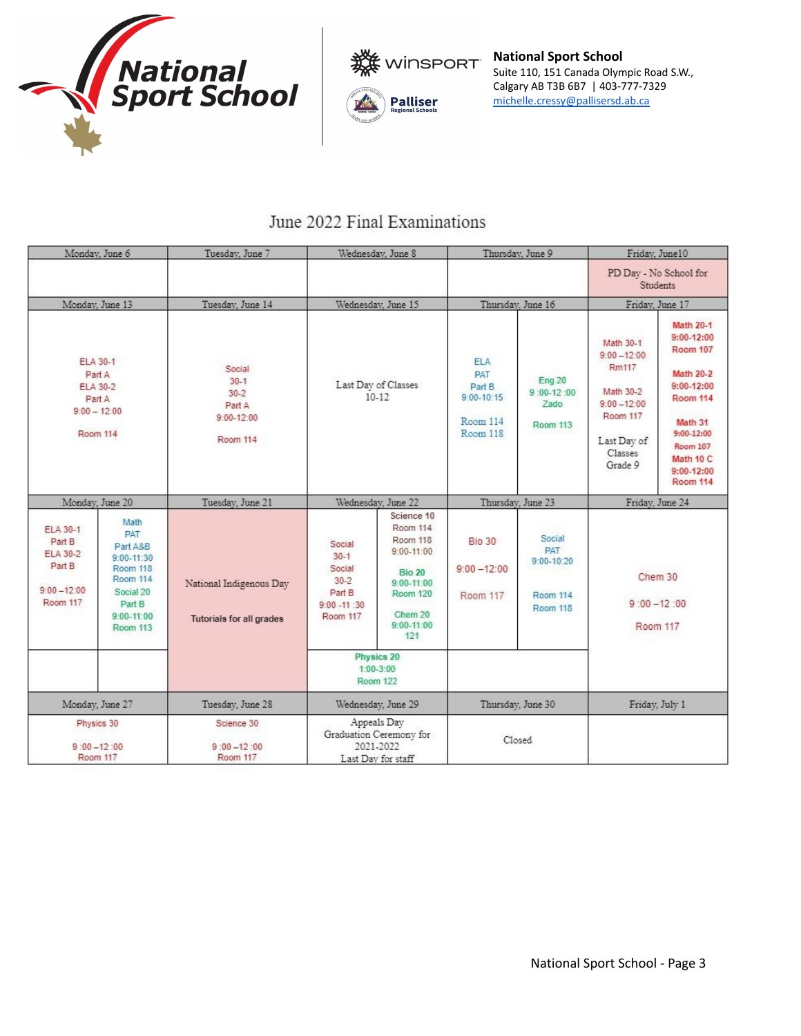**National Sport School**
Suite 110, 151 Canada Olympic Road S.W.,
Calgary AB T3B 6B7 | 403-777-7329
michelle.cressy@pallisersd.ab.ca

## June 2022 Final Examinations

| Monday, June 6 | Tuesday, June 7 | Wednesday, June 8 | Thursday, June 9 | Friday, June10 |
|---|---|---|---|---|
| | | | | PD Day - No School for Students |
| **Monday, June 13** | **Tuesday, June 14** | **Wednesday, June 15** | **Thursday, June 16** | **Friday, June 17** |
| ELA 30-1 Part A<br>ELA 30-2 Part A<br>9:00 – 12:00<br>Room 114 | Social 30-1 30-2 Part A<br>9:00-12:00<br>Room 114 | Last Day of Classes 10-12 | ELA PAT Part B<br>9:00-10:15<br>Room 114<br>Room 118<br><br>Eng 20<br>9 :00-12 :00<br>Zado<br>Room 113 | Math 30-1<br>9:00 –12:00<br>Rm117<br>Math 30-2<br>9:00 –12:00<br>Room 117<br>Last Day of Classes Grade 9<br><br>Math 20-1<br>9:00-12:00<br>Room 107<br>Math 20-2<br>9:00-12:00<br>Room 114<br>Math 31<br>9:00-12:00<br>Room 107<br>Math 10 C<br>9:00-12:00<br>Room 114 |
| **Monday, June 20** | **Tuesday, June 21** | **Wednesday, June 22** | **Thursday, June 23** | **Friday, June 24** |
| ELA 30-1 Part B<br>ELA 30-2 Part B<br>9:00 –12:00<br>Room 117<br><br>Math PAT Part A&B<br>9:00-11:30<br>Room 118<br>Room 114<br>Social 20 Part B<br>9:00-11:00<br>Room 113 | National Indigenous Day<br>**Tutorials for all grades** | Social 30-1<br>Social 30-2 Part B<br>9:00 -11 :30<br>Room 117<br><br>Science 10<br>Room 114<br>Room 118<br>9:00-11:00<br>**Bio 20**<br>9:00-11:00<br>Room 120<br>Chem 20<br>9:00-11:00<br>121<br><br>**Physics 20**<br>1:00-3:00<br>Room 122 | Bio 30<br>9:00 –12:00<br>Room 117<br><br>Social PAT<br>9:00-10:20<br>Room 114<br>Room 118 | Chem 30<br>9 :00 –12 :00<br>Room 117 |
| **Monday, June 27** | **Tuesday, June 28** | **Wednesday, June 29** | **Thursday, June 30** | **Friday, July 1** |
| Physics 30<br>9 :00 –12 :00<br>Room 117 | Science 30<br>9 :00 –12 :00<br>Room 117 | Appeals Day<br>Graduation Ceremony for 2021-2022<br>Last Day for staff | Closed | |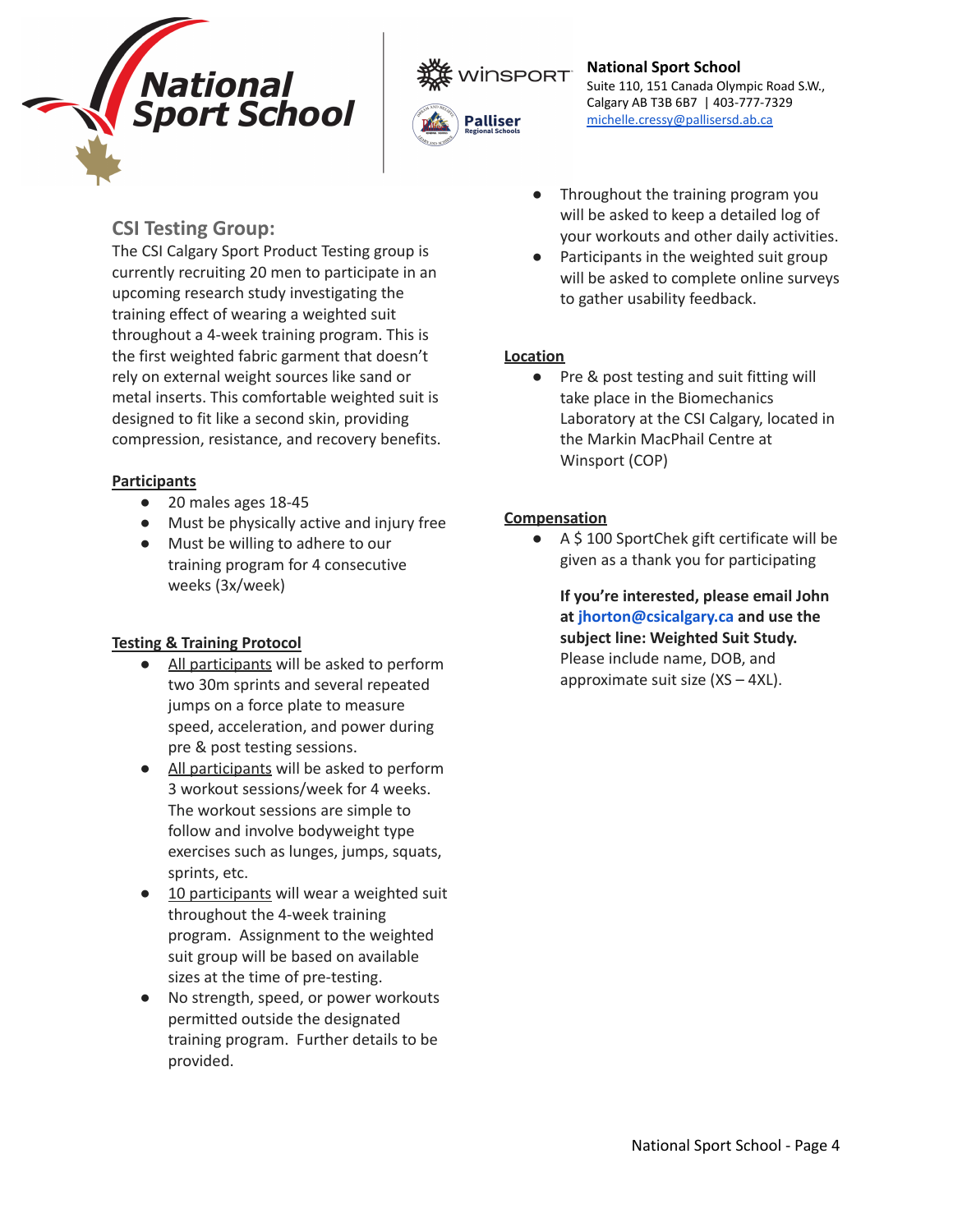## CSI Testing Group:

The CSI Calgary Sport Product Testing group is currently recruiting 20 men to participate in an upcoming research study investigating the training effect of wearing a weighted suit throughout a 4-week training program. This is the first weighted fabric garment that doesn't rely on external weight sources like sand or metal inserts. This comfortable weighted suit is designed to fit like a second skin, providing compression, resistance, and recovery benefits.

**Participants**

- 20 males ages 18-45
- Must be physically active and injury free
- Must be willing to adhere to our training program for 4 consecutive weeks (3x/week)

**Testing & Training Protocol**

- All participants will be asked to perform two 30m sprints and several repeated jumps on a force plate to measure speed, acceleration, and power during pre & post testing sessions.
- All participants will be asked to perform 3 workout sessions/week for 4 weeks. The workout sessions are simple to follow and involve bodyweight type exercises such as lunges, jumps, squats, sprints, etc.
- 10 participants will wear a weighted suit throughout the 4-week training program. Assignment to the weighted suit group will be based on available sizes at the time of pre-testing.
- No strength, speed, or power workouts permitted outside the designated training program. Further details to be provided.
- Throughout the training program you will be asked to keep a detailed log of your workouts and other daily activities.
- Participants in the weighted suit group will be asked to complete online surveys to gather usability feedback.

**Location**

- Pre & post testing and suit fitting will take place in the Biomechanics Laboratory at the CSI Calgary, located in the Markin MacPhail Centre at Winsport (COP)

**Compensation**

- A $ 100 SportChek gift certificate will be given as a thank you for participating

**If you're interested, please email John at jhorton@csicalgary.ca and use the subject line: Weighted Suit Study.** Please include name, DOB, and approximate suit size (XS – 4XL).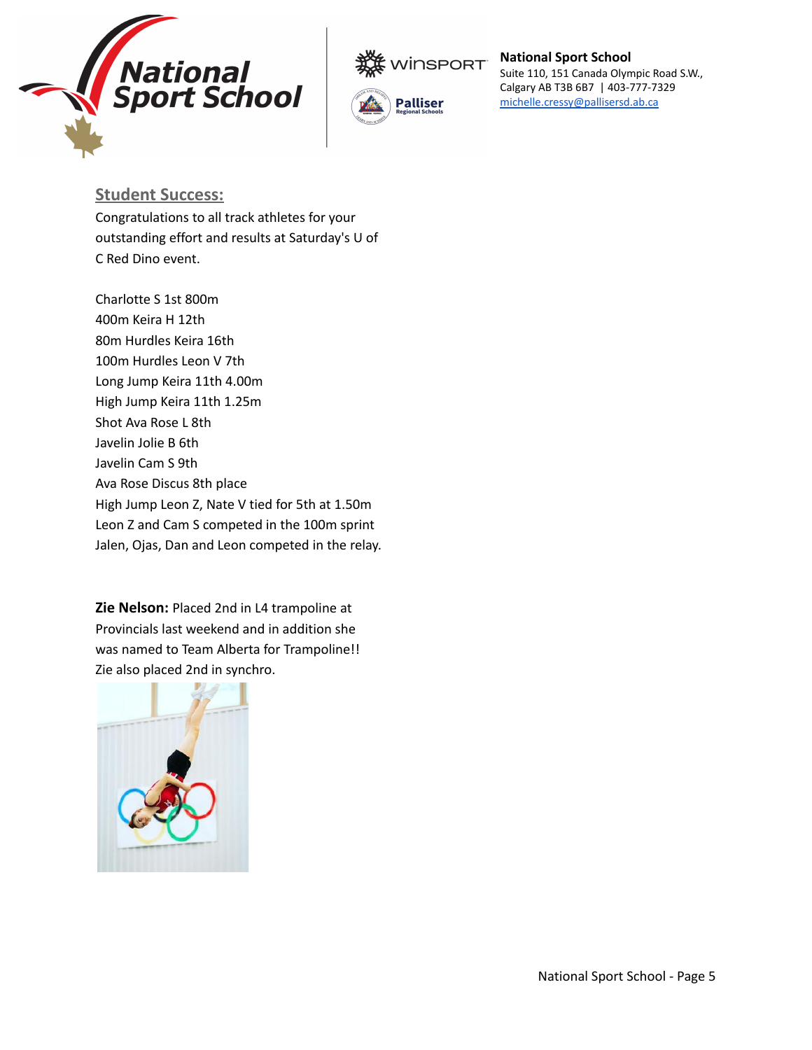## Student Success:

Congratulations to all track athletes for your outstanding effort and results at Saturday's U of C Red Dino event.

Charlotte S 1st 800m
400m Keira H 12th
80m Hurdles Keira 16th
100m Hurdles Leon V 7th
Long Jump Keira 11th 4.00m
High Jump Keira 11th 1.25m
Shot Ava Rose L 8th
Javelin Jolie B 6th
Javelin Cam S 9th
Ava Rose Discus 8th place
High Jump Leon Z, Nate V tied for 5th at 1.50m
Leon Z and Cam S competed in the 100m sprint
Jalen, Ojas, Dan and Leon competed in the relay.

**Zie Nelson:** Placed 2nd in L4 trampoline at Provincials last weekend and in addition she was named to Team Alberta for Trampoline!! Zie also placed 2nd in synchro.